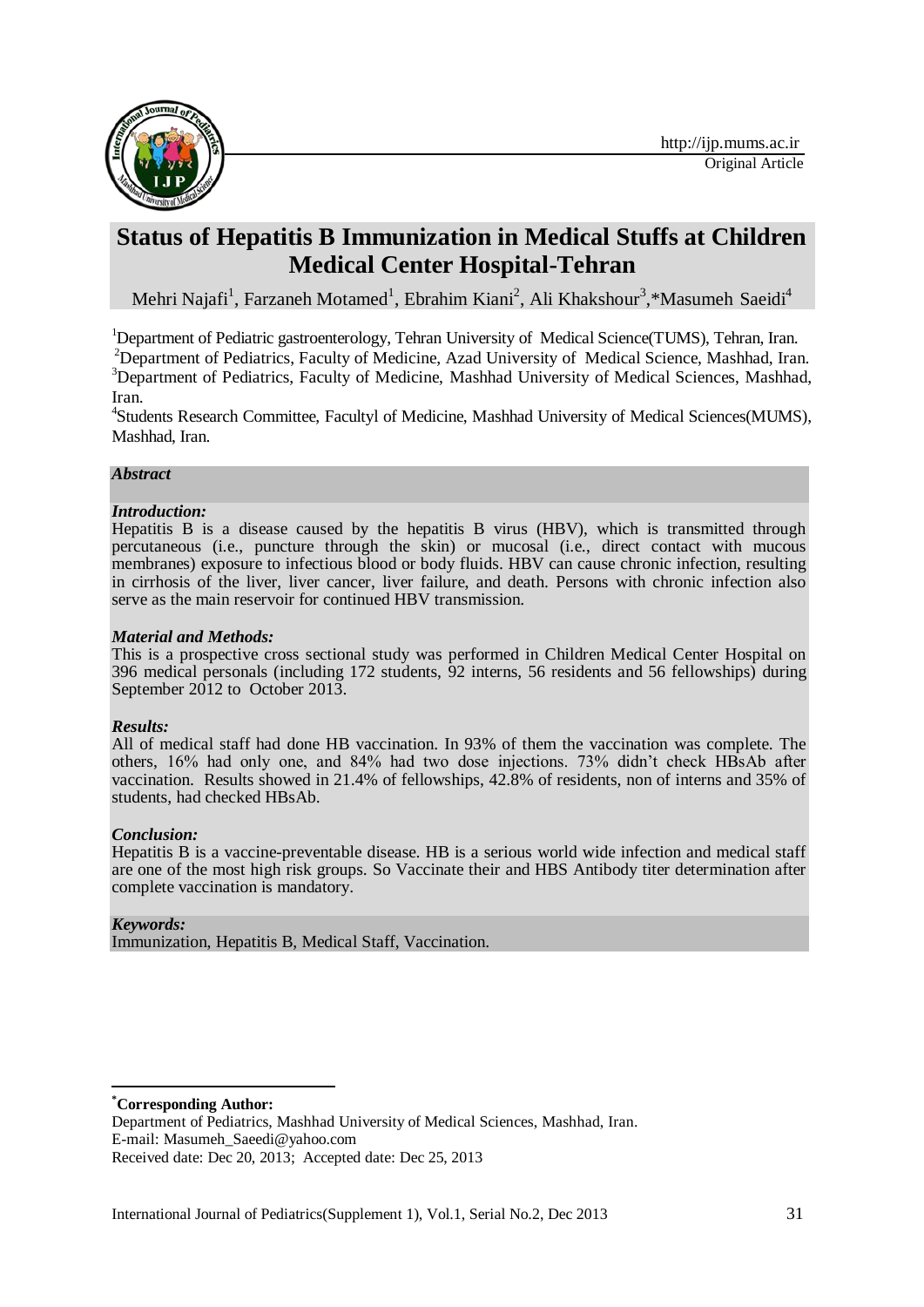http://ijp.mums.ac.ir

Original Article

# Status of Hepatitis B Immunization in Medical Stuffs at Children Medical Center Hospital-Tehran

Mehri Najafi[1], Farzaneh Motamed[1], Ebrahim Kiani[2], Ali Khakshour[3], *Masumeh Saeidi[4]

[1]Department of Pediatric gastroenterology, Tehran University of Medical Science(TUMS), Tehran, Iran.
[2]Department of Pediatrics, Faculty of Medicine, Azad University of Medical Science, Mashhad, Iran.
[3]Department of Pediatrics, Faculty of Medicine, Mashhad University of Medical Sciences, Mashhad, Iran.
[4]Students Research Committee, Facultyl of Medicine, Mashhad University of Medical Sciences(MUMS), Mashhad, Iran.

***Abstract***

***Introduction:***

Hepatitis B is a disease caused by the hepatitis B virus (HBV), which is transmitted through percutaneous (i.e., puncture through the skin) or mucosal (i.e., direct contact with mucous membranes) exposure to infectious blood or body fluids. HBV can cause chronic infection, resulting in cirrhosis of the liver, liver cancer, liver failure, and death. Persons with chronic infection also serve as the main reservoir for continued HBV transmission.

***Material and Methods:***

This is a prospective cross sectional study was performed in Children Medical Center Hospital on 396 medical personals (including 172 students, 92 interns, 56 residents and 56 fellowships) during September 2012 to October 2013.

***Results:***

All of medical staff had done HB vaccination. In 93% of them the vaccination was complete. The others, 16% had only one, and 84% had two dose injections. 73% didn't check HBsAb after vaccination. Results showed in 21.4% of fellowships, 42.8% of residents, non of interns and 35% of students, had checked HBsAb.

***Conclusion:***

Hepatitis B is a vaccine-preventable disease. HB is a serious world wide infection and medical staff are one of the most high risk groups. So Vaccinate their and HBS Antibody titer determination after complete vaccination is mandatory.

***Keywords:***

Immunization, Hepatitis B, Medical Staff, Vaccination.

---

***Corresponding Author:**

Department of Pediatrics, Mashhad University of Medical Sciences, Mashhad, Iran.
E-mail: Masumeh_Saeedi@yahoo.com
Received date: Dec 20, 2013; Accepted date: Dec 25, 2013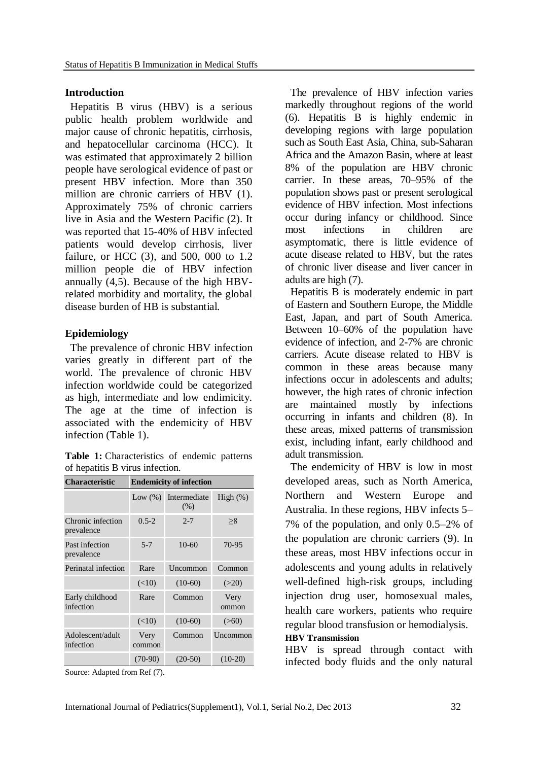## Introduction

Hepatitis B virus (HBV) is a serious public health problem worldwide and major cause of chronic hepatitis, cirrhosis, and hepatocellular carcinoma (HCC). It was estimated that approximately 2 billion people have serological evidence of past or present HBV infection. More than 350 million are chronic carriers of HBV (1). Approximately 75% of chronic carriers live in Asia and the Western Pacific (2). It was reported that 15-40% of HBV infected patients would develop cirrhosis, liver failure, or HCC (3), and 500, 000 to 1.2 million people die of HBV infection annually (4,5). Because of the high HBV-related morbidity and mortality, the global disease burden of HB is substantial.

## Epidemiology

The prevalence of chronic HBV infection varies greatly in different part of the world. The prevalence of chronic HBV infection worldwide could be categorized as high, intermediate and low endimicity. The age at the time of infection is associated with the endemicity of HBV infection (Table 1).

**Table 1:** Characteristics of endemic patterns of hepatitis B virus infection.

| Characteristic | Endemicity of infection | | |
|---|---|---|---|
| | Low (%) | Intermediate (%) | High (%) |
| Chronic infection prevalence | 0.5-2 | 2-7 | ≥8 |
| Past infection prevalence | 5-7 | 10-60 | 70-95 |
| Perinatal infection | Rare | Uncommon | Common |
| | (<10) | (10-60) | (>20) |
| Early childhood infection | Rare | Common | Very ommon |
| | (<10) | (10-60) | (>60) |
| Adolescent/adult infection | Very common | Common | Uncommon |
| | (70-90) | (20-50) | (10-20) |

Source: Adapted from Ref (7).

The prevalence of HBV infection varies markedly throughout regions of the world (6). Hepatitis B is highly endemic in developing regions with large population such as South East Asia, China, sub-Saharan Africa and the Amazon Basin, where at least 8% of the population are HBV chronic carrier. In these areas, 70–95% of the population shows past or present serological evidence of HBV infection. Most infections occur during infancy or childhood. Since most infections in children are asymptomatic, there is little evidence of acute disease related to HBV, but the rates of chronic liver disease and liver cancer in adults are high (7).

Hepatitis B is moderately endemic in part of Eastern and Southern Europe, the Middle East, Japan, and part of South America. Between 10–60% of the population have evidence of infection, and 2-7% are chronic carriers. Acute disease related to HBV is common in these areas because many infections occur in adolescents and adults; however, the high rates of chronic infection are maintained mostly by infections occurring in infants and children (8). In these areas, mixed patterns of transmission exist, including infant, early childhood and adult transmission.

The endemicity of HBV is low in most developed areas, such as North America, Northern and Western Europe and Australia. In these regions, HBV infects 5–7% of the population, and only 0.5–2% of the population are chronic carriers (9). In these areas, most HBV infections occur in adolescents and young adults in relatively well-defined high-risk groups, including injection drug user, homosexual males, health care workers, patients who require regular blood transfusion or hemodialysis.

**HBV Transmission**

HBV is spread through contact with infected body fluids and the only natural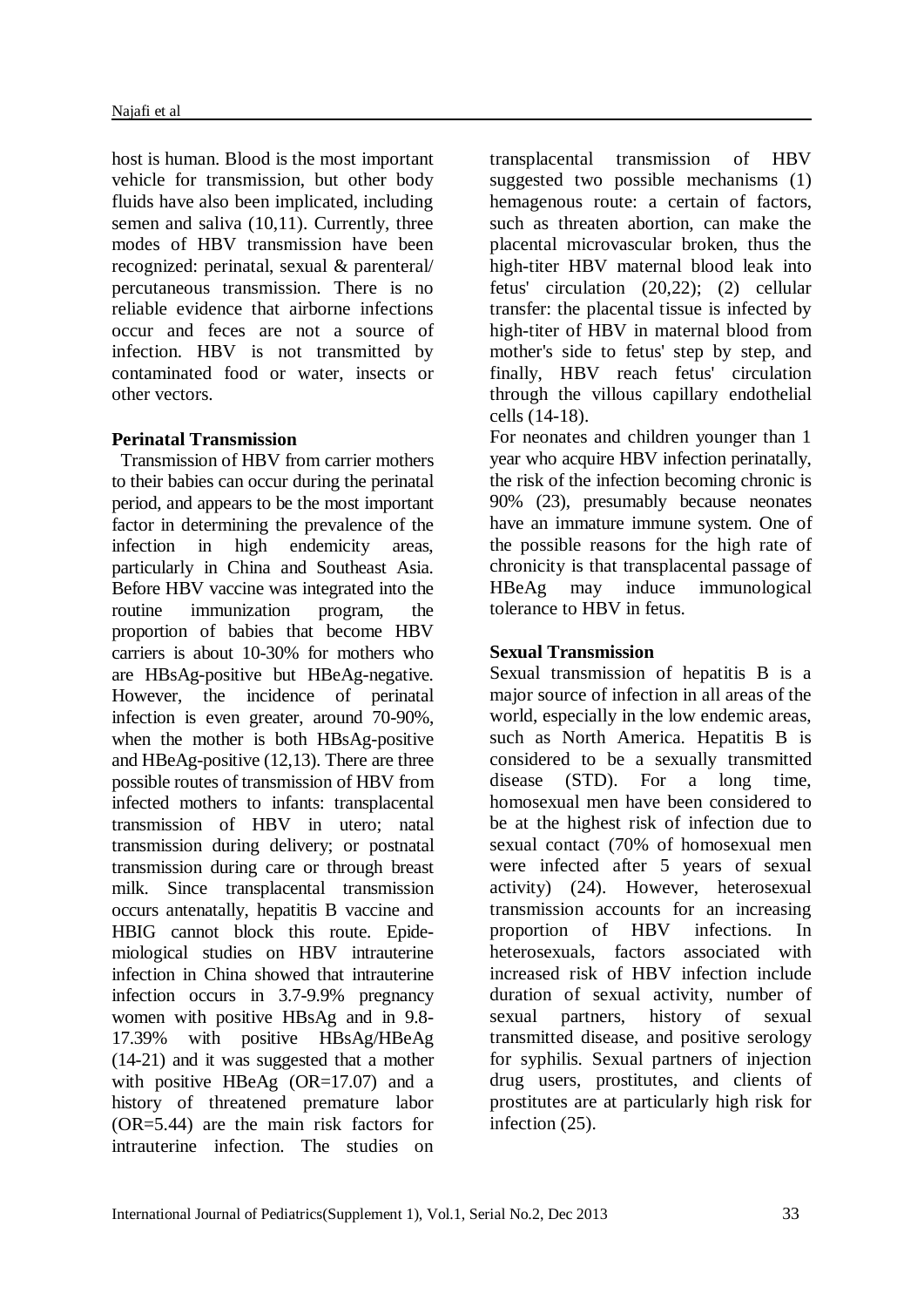host is human. Blood is the most important vehicle for transmission, but other body fluids have also been implicated, including semen and saliva (10,11). Currently, three modes of HBV transmission have been recognized: perinatal, sexual & parenteral/ percutaneous transmission. There is no reliable evidence that airborne infections occur and feces are not a source of infection. HBV is not transmitted by contaminated food or water, insects or other vectors.

**Perinatal Transmission**

Transmission of HBV from carrier mothers to their babies can occur during the perinatal period, and appears to be the most important factor in determining the prevalence of the infection in high endemicity areas, particularly in China and Southeast Asia. Before HBV vaccine was integrated into the routine immunization program, the proportion of babies that become HBV carriers is about 10-30% for mothers who are HBsAg-positive but HBeAg-negative. However, the incidence of perinatal infection is even greater, around 70-90%, when the mother is both HBsAg-positive and HBeAg-positive (12,13). There are three possible routes of transmission of HBV from infected mothers to infants: transplacental transmission of HBV in utero; natal transmission during delivery; or postnatal transmission during care or through breast milk. Since transplacental transmission occurs antenatally, hepatitis B vaccine and HBIG cannot block this route. Epide-miological studies on HBV intrauterine infection in China showed that intrauterine infection occurs in 3.7-9.9% pregnancy women with positive HBsAg and in 9.8-17.39% with positive HBsAg/HBeAg (14-21) and it was suggested that a mother with positive HBeAg (OR=17.07) and a history of threatened premature labor (OR=5.44) are the main risk factors for intrauterine infection. The studies on transplacental transmission of HBV suggested two possible mechanisms (1) hemagenous route: a certain of factors, such as threaten abortion, can make the placental microvascular broken, thus the high-titer HBV maternal blood leak into fetus' circulation (20,22); (2) cellular transfer: the placental tissue is infected by high-titer of HBV in maternal blood from mother's side to fetus' step by step, and finally, HBV reach fetus' circulation through the villous capillary endothelial cells (14-18).

For neonates and children younger than 1 year who acquire HBV infection perinatally, the risk of the infection becoming chronic is 90% (23), presumably because neonates have an immature immune system. One of the possible reasons for the high rate of chronicity is that transplacental passage of HBeAg may induce immunological tolerance to HBV in fetus.

**Sexual Transmission**

Sexual transmission of hepatitis B is a major source of infection in all areas of the world, especially in the low endemic areas, such as North America. Hepatitis B is considered to be a sexually transmitted disease (STD). For a long time, homosexual men have been considered to be at the highest risk of infection due to sexual contact (70% of homosexual men were infected after 5 years of sexual activity) (24). However, heterosexual transmission accounts for an increasing proportion of HBV infections. In heterosexuals, factors associated with increased risk of HBV infection include duration of sexual activity, number of sexual partners, history of sexual transmitted disease, and positive serology for syphilis. Sexual partners of injection drug users, prostitutes, and clients of prostitutes are at particularly high risk for infection (25).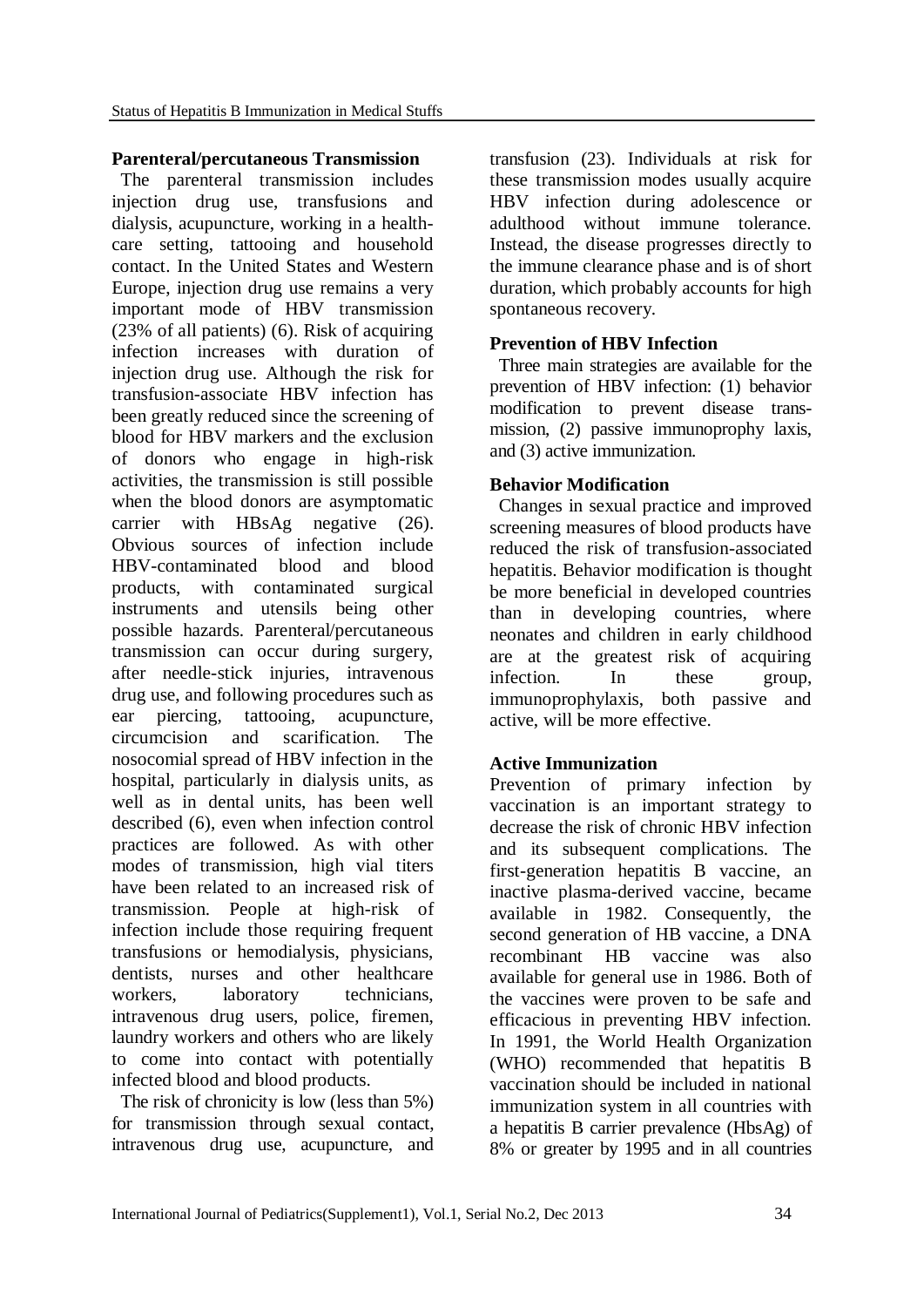#### Parenteral/percutaneous Transmission

The parenteral transmission includes injection drug use, transfusions and dialysis, acupuncture, working in a health-care setting, tattooing and household contact. In the United States and Western Europe, injection drug use remains a very important mode of HBV transmission (23% of all patients) (6). Risk of acquiring infection increases with duration of injection drug use. Although the risk for transfusion-associate HBV infection has been greatly reduced since the screening of blood for HBV markers and the exclusion of donors who engage in high-risk activities, the transmission is still possible when the blood donors are asymptomatic carrier with HBsAg negative (26). Obvious sources of infection include HBV-contaminated blood and blood products, with contaminated surgical instruments and utensils being other possible hazards. Parenteral/percutaneous transmission can occur during surgery, after needle-stick injuries, intravenous drug use, and following procedures such as ear piercing, tattooing, acupuncture, circumcision and scarification. The nosocomial spread of HBV infection in the hospital, particularly in dialysis units, as well as in dental units, has been well described (6), even when infection control practices are followed. As with other modes of transmission, high vial titers have been related to an increased risk of transmission. People at high-risk of infection include those requiring frequent transfusions or hemodialysis, physicians, dentists, nurses and other healthcare workers, laboratory technicians, intravenous drug users, police, firemen, laundry workers and others who are likely to come into contact with potentially infected blood and blood products.

The risk of chronicity is low (less than 5%) for transmission through sexual contact, intravenous drug use, acupuncture, and transfusion (23). Individuals at risk for these transmission modes usually acquire HBV infection during adolescence or adulthood without immune tolerance. Instead, the disease progresses directly to the immune clearance phase and is of short duration, which probably accounts for high spontaneous recovery.

#### Prevention of HBV Infection

Three main strategies are available for the prevention of HBV infection: (1) behavior modification to prevent disease transmission, (2) passive immunoprophy laxis, and (3) active immunization.

#### Behavior Modification

Changes in sexual practice and improved screening measures of blood products have reduced the risk of transfusion-associated hepatitis. Behavior modification is thought be more beneficial in developed countries than in developing countries, where neonates and children in early childhood are at the greatest risk of acquiring infection. In these group, immunoprophylaxis, both passive and active, will be more effective.

#### Active Immunization

Prevention of primary infection by vaccination is an important strategy to decrease the risk of chronic HBV infection and its subsequent complications. The first-generation hepatitis B vaccine, an inactive plasma-derived vaccine, became available in 1982. Consequently, the second generation of HB vaccine, a DNA recombinant HB vaccine was also available for general use in 1986. Both of the vaccines were proven to be safe and efficacious in preventing HBV infection. In 1991, the World Health Organization (WHO) recommended that hepatitis B vaccination should be included in national immunization system in all countries with a hepatitis B carrier prevalence (HbsAg) of 8% or greater by 1995 and in all countries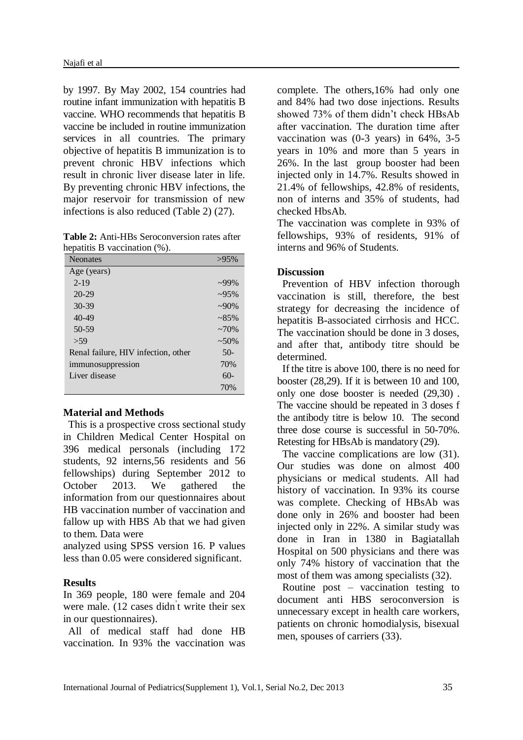by 1997. By May 2002, 154 countries had routine infant immunization with hepatitis B vaccine. WHO recommends that hepatitis B vaccine be included in routine immunization services in all countries. The primary objective of hepatitis B immunization is to prevent chronic HBV infections which result in chronic liver disease later in life. By preventing chronic HBV infections, the major reservoir for transmission of new infections is also reduced (Table 2) (27).

**Table 2:** Anti-HBs Seroconversion rates after hepatitis B vaccination (%).

| Neonates | >95% |
|---|---|
| Age (years) | |
| 2-19 | ~99% |
| 20-29 | ~95% |
| 30-39 | ~90% |
| 40-49 | ~85% |
| 50-59 | ~70% |
| >59 | ~50% |
| Renal failure, HIV infection, other immunosuppression | 50-70% |
| Liver disease | 60-70% |

## Material and Methods

This is a prospective cross sectional study in Children Medical Center Hospital on 396 medical personals (including 172 students, 92 interns,56 residents and 56 fellowships) during September 2012 to October 2013. We gathered the information from our questionnaires about HB vaccination number of vaccination and fallow up with HBS Ab that we had given to them. Data were analyzed using SPSS version 16. P values less than 0.05 were considered significant.

## Results

In 369 people, 180 were female and 204 were male. (12 cases didn't write their sex in our questionnaires).

All of medical staff had done HB vaccination. In 93% the vaccination was complete. The others,16% had only one and 84% had two dose injections. Results showed 73% of them didn't check HBsAb after vaccination. The duration time after vaccination was (0-3 years) in 64%, 3-5 years in 10% and more than 5 years in 26%. In the last group booster had been injected only in 14.7%. Results showed in 21.4% of fellowships, 42.8% of residents, non of interns and 35% of students, had checked HbsAb.

The vaccination was complete in 93% of fellowships, 93% of residents, 91% of interns and 96% of Students.

## Discussion

Prevention of HBV infection thorough vaccination is still, therefore, the best strategy for decreasing the incidence of hepatitis B-associated cirrhosis and HCC. The vaccination should be done in 3 doses, and after that, antibody titre should be determined.

If the titre is above 100, there is no need for booster (28,29). If it is between 10 and 100, only one dose booster is needed (29,30) . The vaccine should be repeated in 3 doses f the antibody titre is below 10. The second three dose course is successful in 50-70%. Retesting for HBsAb is mandatory (29).

The vaccine complications are low (31). Our studies was done on almost 400 physicians or medical students. All had history of vaccination. In 93% its course was complete. Checking of HBsAb was done only in 26% and booster had been injected only in 22%. A similar study was done in Iran in 1380 in Bagiatallah Hospital on 500 physicians and there was only 74% history of vaccination that the most of them was among specialists (32).

Routine post – vaccination testing to document anti HBS seroconversion is unnecessary except in health care workers, patients on chronic homodialysis, bisexual men, spouses of carriers (33).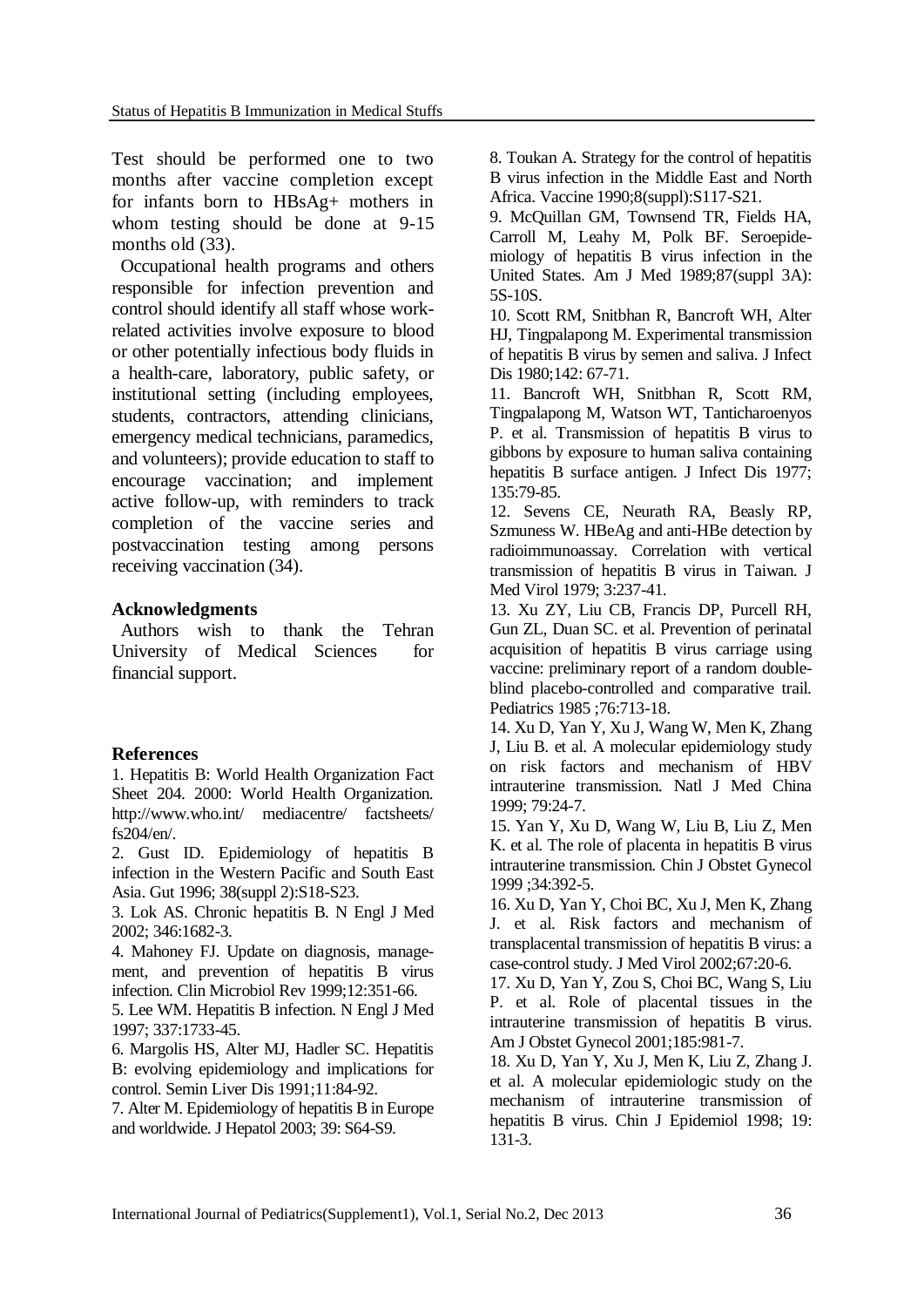Test should be performed one to two months after vaccine completion except for infants born to HBsAg+ mothers in whom testing should be done at 9-15 months old (33).

Occupational health programs and others responsible for infection prevention and control should identify all staff whose work-related activities involve exposure to blood or other potentially infectious body fluids in a health-care, laboratory, public safety, or institutional setting (including employees, students, contractors, attending clinicians, emergency medical technicians, paramedics, and volunteers); provide education to staff to encourage vaccination; and implement active follow-up, with reminders to track completion of the vaccine series and postvaccination testing among persons receiving vaccination (34).

**Acknowledgments**

Authors wish to thank the Tehran University of Medical Sciences for financial support.

**References**

1. Hepatitis B: World Health Organization Fact Sheet 204. 2000: World Health Organization. http://www.who.int/ mediacentre/ factsheets/ fs204/en/.
2. Gust ID. Epidemiology of hepatitis B infection in the Western Pacific and South East Asia. Gut 1996; 38(suppl 2):S18-S23.
3. Lok AS. Chronic hepatitis B. N Engl J Med 2002; 346:1682-3.
4. Mahoney FJ. Update on diagnosis, management, and prevention of hepatitis B virus infection. Clin Microbiol Rev 1999;12:351-66.
5. Lee WM. Hepatitis B infection. N Engl J Med 1997; 337:1733-45.
6. Margolis HS, Alter MJ, Hadler SC. Hepatitis B: evolving epidemiology and implications for control. Semin Liver Dis 1991;11:84-92.
7. Alter M. Epidemiology of hepatitis B in Europe and worldwide. J Hepatol 2003; 39: S64-S9.
8. Toukan A. Strategy for the control of hepatitis B virus infection in the Middle East and North Africa. Vaccine 1990;8(suppl):S117-S21.
9. McQuillan GM, Townsend TR, Fields HA, Carroll M, Leahy M, Polk BF. Seroepidemiology of hepatitis B virus infection in the United States. Am J Med 1989;87(suppl 3A): 5S-10S.
10. Scott RM, Snitbhan R, Bancroft WH, Alter HJ, Tingpalapong M. Experimental transmission of hepatitis B virus by semen and saliva. J Infect Dis 1980;142: 67-71.
11. Bancroft WH, Snitbhan R, Scott RM, Tingpalapong M, Watson WT, Tanticharoenyos P. et al. Transmission of hepatitis B virus to gibbons by exposure to human saliva containing hepatitis B surface antigen. J Infect Dis 1977; 135:79-85.
12. Sevens CE, Neurath RA, Beasly RP, Szmuness W. HBeAg and anti-HBe detection by radioimmunoassay. Correlation with vertical transmission of hepatitis B virus in Taiwan. J Med Virol 1979; 3:237-41.
13. Xu ZY, Liu CB, Francis DP, Purcell RH, Gun ZL, Duan SC. et al. Prevention of perinatal acquisition of hepatitis B virus carriage using vaccine: preliminary report of a random double-blind placebo-controlled and comparative trail. Pediatrics 1985 ;76:713-18.
14. Xu D, Yan Y, Xu J, Wang W, Men K, Zhang J, Liu B. et al. A molecular epidemiology study on risk factors and mechanism of HBV intrauterine transmission. Natl J Med China 1999; 79:24-7.
15. Yan Y, Xu D, Wang W, Liu B, Liu Z, Men K. et al. The role of placenta in hepatitis B virus intrauterine transmission. Chin J Obstet Gynecol 1999 ;34:392-5.
16. Xu D, Yan Y, Choi BC, Xu J, Men K, Zhang J. et al. Risk factors and mechanism of transplacental transmission of hepatitis B virus: a case-control study. J Med Virol 2002;67:20-6.
17. Xu D, Yan Y, Zou S, Choi BC, Wang S, Liu P. et al. Role of placental tissues in the intrauterine transmission of hepatitis B virus. Am J Obstet Gynecol 2001;185:981-7.
18. Xu D, Yan Y, Xu J, Men K, Liu Z, Zhang J. et al. A molecular epidemiologic study on the mechanism of intrauterine transmission of hepatitis B virus. Chin J Epidemiol 1998; 19: 131-3.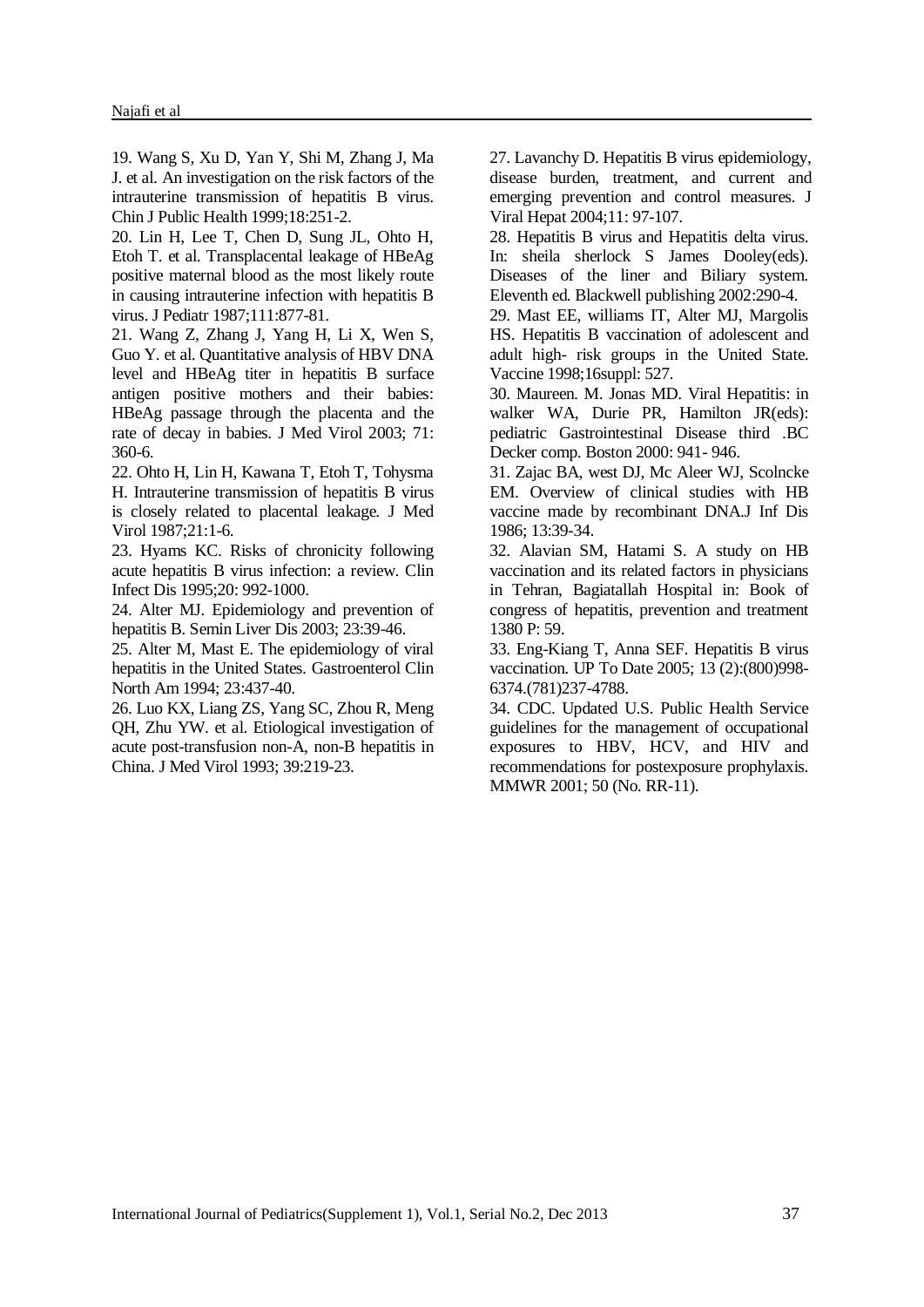19. Wang S, Xu D, Yan Y, Shi M, Zhang J, Ma J. et al. An investigation on the risk factors of the intrauterine transmission of hepatitis B virus. Chin J Public Health 1999;18:251-2.

20. Lin H, Lee T, Chen D, Sung JL, Ohto H, Etoh T. et al. Transplacental leakage of HBeAg positive maternal blood as the most likely route in causing intrauterine infection with hepatitis B virus. J Pediatr 1987;111:877-81.

21. Wang Z, Zhang J, Yang H, Li X, Wen S, Guo Y. et al. Quantitative analysis of HBV DNA level and HBeAg titer in hepatitis B surface antigen positive mothers and their babies: HBeAg passage through the placenta and the rate of decay in babies. J Med Virol 2003; 71: 360-6.

22. Ohto H, Lin H, Kawana T, Etoh T, Tohysma H. Intrauterine transmission of hepatitis B virus is closely related to placental leakage. J Med Virol 1987;21:1-6.

23. Hyams KC. Risks of chronicity following acute hepatitis B virus infection: a review. Clin Infect Dis 1995;20: 992-1000.

24. Alter MJ. Epidemiology and prevention of hepatitis B. Semin Liver Dis 2003; 23:39-46.

25. Alter M, Mast E. The epidemiology of viral hepatitis in the United States. Gastroenterol Clin North Am 1994; 23:437-40.

26. Luo KX, Liang ZS, Yang SC, Zhou R, Meng QH, Zhu YW. et al. Etiological investigation of acute post-transfusion non-A, non-B hepatitis in China. J Med Virol 1993; 39:219-23.

27. Lavanchy D. Hepatitis B virus epidemiology, disease burden, treatment, and current and emerging prevention and control measures. J Viral Hepat 2004;11: 97-107.

28. Hepatitis B virus and Hepatitis delta virus. In: sheila sherlock S James Dooley(eds). Diseases of the liner and Biliary system. Eleventh ed. Blackwell publishing 2002:290-4.

29. Mast EE, williams IT, Alter MJ, Margolis HS. Hepatitis B vaccination of adolescent and adult high- risk groups in the United State. Vaccine 1998;16suppl: 527.

30. Maureen. M. Jonas MD. Viral Hepatitis: in walker WA, Durie PR, Hamilton JR(eds): pediatric Gastrointestinal Disease third .BC Decker comp. Boston 2000: 941- 946.

31. Zajac BA, west DJ, Mc Aleer WJ, Scolncke EM. Overview of clinical studies with HB vaccine made by recombinant DNA.J Inf Dis 1986; 13:39-34.

32. Alavian SM, Hatami S. A study on HB vaccination and its related factors in physicians in Tehran, Bagiatallah Hospital in: Book of congress of hepatitis, prevention and treatment 1380 P: 59.

33. Eng-Kiang T, Anna SEF. Hepatitis B virus vaccination. UP To Date 2005; 13 (2):(800)998-6374.(781)237-4788.

34. CDC. Updated U.S. Public Health Service guidelines for the management of occupational exposures to HBV, HCV, and HIV and recommendations for postexposure prophylaxis. MMWR 2001; 50 (No. RR-11).